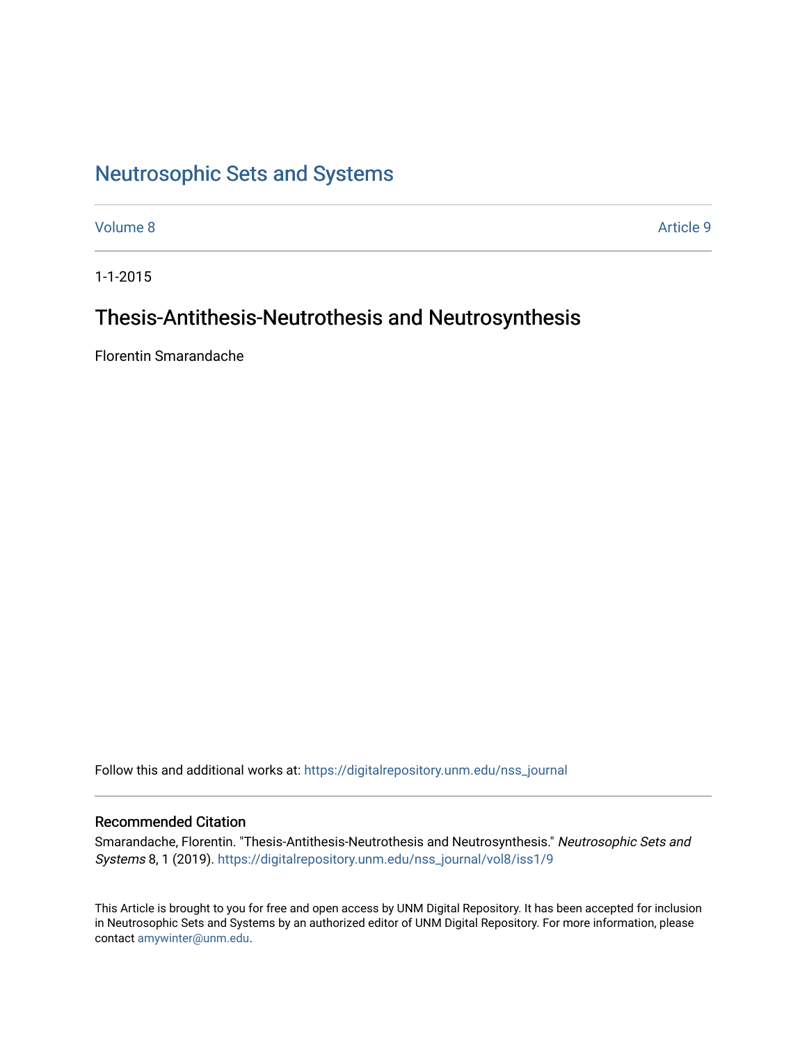# Neutrosophic Sets and Systems

Volume 8 | Article 9

1-1-2015

## Thesis-Antithesis-Neutrothesis and Neutrosynthesis

Florentin Smarandache

Follow this and additional works at: https://digitalrepository.unm.edu/nss_journal

### Recommended Citation

Smarandache, Florentin. "Thesis-Antithesis-Neutrothesis and Neutrosynthesis." *Neutrosophic Sets and Systems* 8, 1 (2019). https://digitalrepository.unm.edu/nss_journal/vol8/iss1/9

This Article is brought to you for free and open access by UNM Digital Repository. It has been accepted for inclusion in Neutrosophic Sets and Systems by an authorized editor of UNM Digital Repository. For more information, please contact amywinter@unm.edu.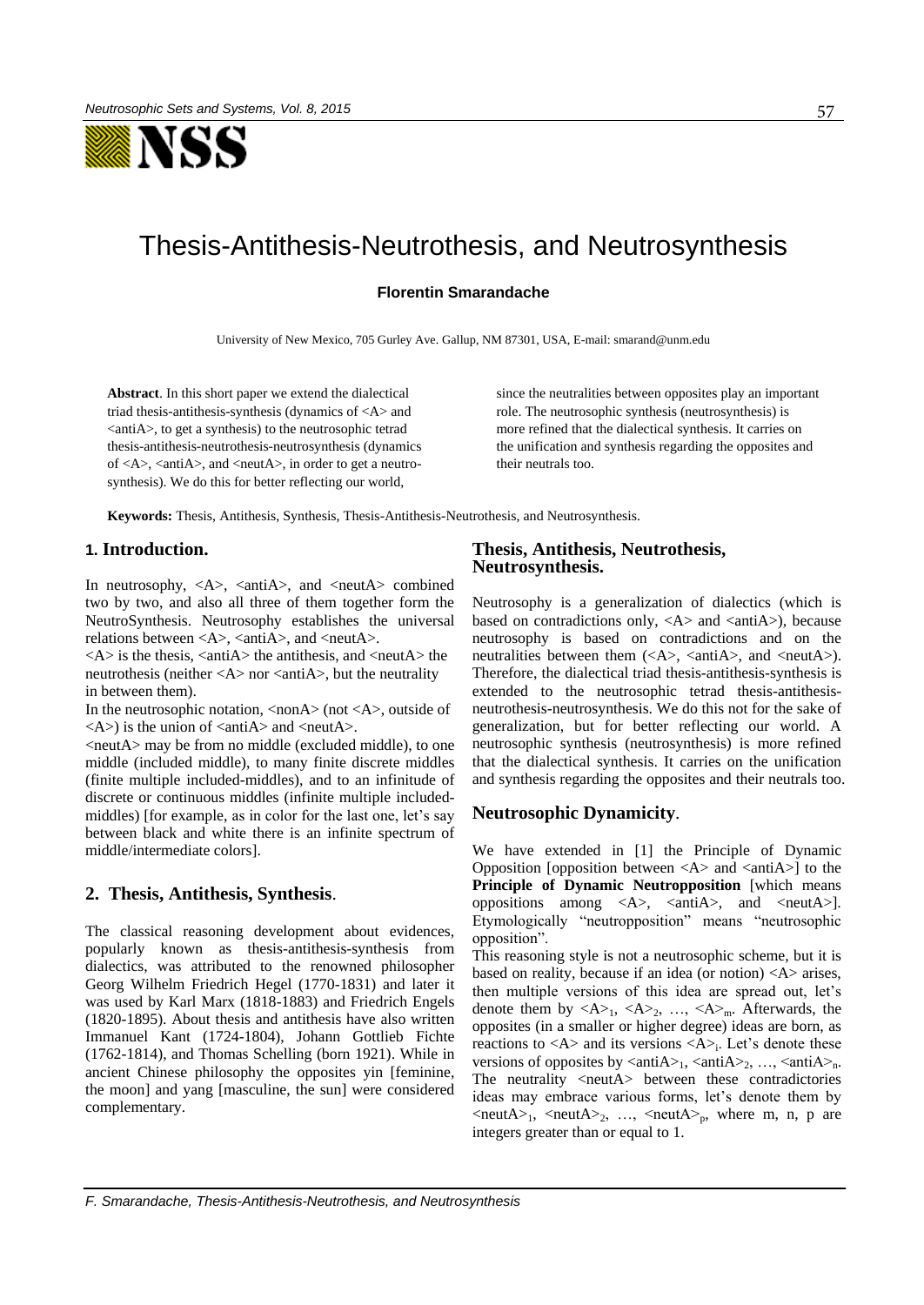# Thesis-Antithesis-Neutrothesis, and Neutrosynthesis

**Florentin Smarandache**

University of New Mexico, 705 Gurley Ave. Gallup, NM 87301, USA, E-mail: smarand@unm.edu

**Abstract**. In this short paper we extend the dialectical triad thesis-antithesis-synthesis (dynamics of <A> and <antiA>, to get a synthesis) to the neutrosophic tetrad thesis-antithesis-neutrothesis-neutrosynthesis (dynamics of <A>, <antiA>, and <neutA>, in order to get a neutrosynthesis). We do this for better reflecting our world, since the neutralities between opposites play an important role. The neutrosophic synthesis (neutrosynthesis) is more refined that the dialectical synthesis. It carries on the unification and synthesis regarding the opposites and their neutrals too.

**Keywords:** Thesis, Antithesis, Synthesis, Thesis-Antithesis-Neutrothesis, and Neutrosynthesis.

## 1. Introduction.

In neutrosophy, <A>, <antiA>, and <neutA> combined two by two, and also all three of them together form the NeutroSynthesis. Neutrosophy establishes the universal relations between <A>, <antiA>, and <neutA>.

<A> is the thesis, <antiA> the antithesis, and <neutA> the neutrothesis (neither <A> nor <antiA>, but the neutrality in between them).

In the neutrosophic notation, <nonA> (not <A>, outside of <A>) is the union of <antiA> and <neutA>.

<neutA> may be from no middle (excluded middle), to one middle (included middle), to many finite discrete middles (finite multiple included-middles), and to an infinitude of discrete or continuous middles (infinite multiple included-middles) [for example, as in color for the last one, let's say between black and white there is an infinite spectrum of middle/intermediate colors].

## 2. Thesis, Antithesis, Synthesis.

The classical reasoning development about evidences, popularly known as thesis-antithesis-synthesis from dialectics, was attributed to the renowned philosopher Georg Wilhelm Friedrich Hegel (1770-1831) and later it was used by Karl Marx (1818-1883) and Friedrich Engels (1820-1895). About thesis and antithesis have also written Immanuel Kant (1724-1804), Johann Gottlieb Fichte (1762-1814), and Thomas Schelling (born 1921). While in ancient Chinese philosophy the opposites yin [feminine, the moon] and yang [masculine, the sun] were considered complementary.

## Thesis, Antithesis, Neutrothesis, Neutrosynthesis.

Neutrosophy is a generalization of dialectics (which is based on contradictions only, <A> and <antiA>), because neutrosophy is based on contradictions and on the neutralities between them (<A>, <antiA>, and <neutA>). Therefore, the dialectical triad thesis-antithesis-synthesis is extended to the neutrosophic tetrad thesis-antithesis-neutrothesis-neutrosynthesis. We do this not for the sake of generalization, but for better reflecting our world. A neutrosophic synthesis (neutrosynthesis) is more refined that the dialectical synthesis. It carries on the unification and synthesis regarding the opposites and their neutrals too.

## Neutrosophic Dynamicity.

We have extended in [1] the Principle of Dynamic Opposition [opposition between <A> and <antiA>] to the **Principle of Dynamic Neutropposition** [which means oppositions among <A>, <antiA>, and <neutA>]. Etymologically "neutropposition" means "neutrosophic opposition".

This reasoning style is not a neutrosophic scheme, but it is based on reality, because if an idea (or notion) <A> arises, then multiple versions of this idea are spread out, let's denote them by $<A>_1$, $<A>_2$, …, $<A>_m$. Afterwards, the opposites (in a smaller or higher degree) ideas are born, as reactions to <A> and its versions $<A>_i$. Let's denote these versions of opposites by $<antiA>_1$, $<antiA>_2$, …, $<antiA>_n$. The neutrality <neutA> between these contradictories ideas may embrace various forms, let's denote them by $<neutA>_1$, $<neutA>_2$, …, $<neutA>_p$, where m, n, p are integers greater than or equal to 1.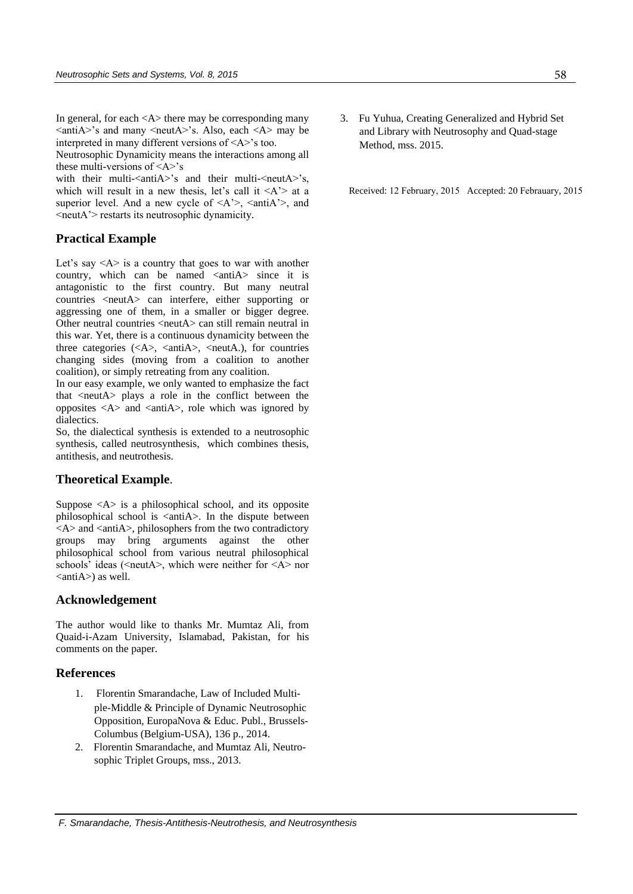In general, for each <A> there may be corresponding many <antiA>'s and many <neutA>'s. Also, each <A> may be interpreted in many different versions of <A>'s too.
Neutrosophic Dynamicity means the interactions among all these multi-versions of <A>'s
with their multi-<antiA>'s and their multi-<neutA>'s, which will result in a new thesis, let's call it <A'> at a superior level. And a new cycle of <A'>, <antiA'>, and <neutA'> restarts its neutrosophic dynamicity.

## Practical Example

Let's say <A> is a country that goes to war with another country, which can be named <antiA> since it is antagonistic to the first country. But many neutral countries <neutA> can interfere, either supporting or aggressing one of them, in a smaller or bigger degree. Other neutral countries <neutA> can still remain neutral in this war. Yet, there is a continuous dynamicity between the three categories (<A>, <antiA>, <neutA.), for countries changing sides (moving from a coalition to another coalition), or simply retreating from any coalition.
In our easy example, we only wanted to emphasize the fact that <neutA> plays a role in the conflict between the opposites <A> and <antiA>, role which was ignored by dialectics.
So, the dialectical synthesis is extended to a neutrosophic synthesis, called neutrosynthesis, which combines thesis, antithesis, and neutrothesis.

## Theoretical Example.

Suppose <A> is a philosophical school, and its opposite philosophical school is <antiA>. In the dispute between <A> and <antiA>, philosophers from the two contradictory groups may bring arguments against the other philosophical school from various neutral philosophical schools' ideas (<neutA>, which were neither for <A> nor <antiA>) as well.

## Acknowledgement

The author would like to thanks Mr. Mumtaz Ali, from Quaid-i-Azam University, Islamabad, Pakistan, for his comments on the paper.

## References

1. Florentin Smarandache, Law of Included Multiple-Middle & Principle of Dynamic Neutrosophic Opposition, EuropaNova & Educ. Publ., Brussels-Columbus (Belgium-USA), 136 p., 2014.
2. Florentin Smarandache, and Mumtaz Ali, Neutrosophic Triplet Groups, mss., 2013.
3. Fu Yuhua, Creating Generalized and Hybrid Set and Library with Neutrosophy and Quad-stage Method, mss. 2015.

Received: 12 February, 2015 Accepted: 20 Febrauary, 2015